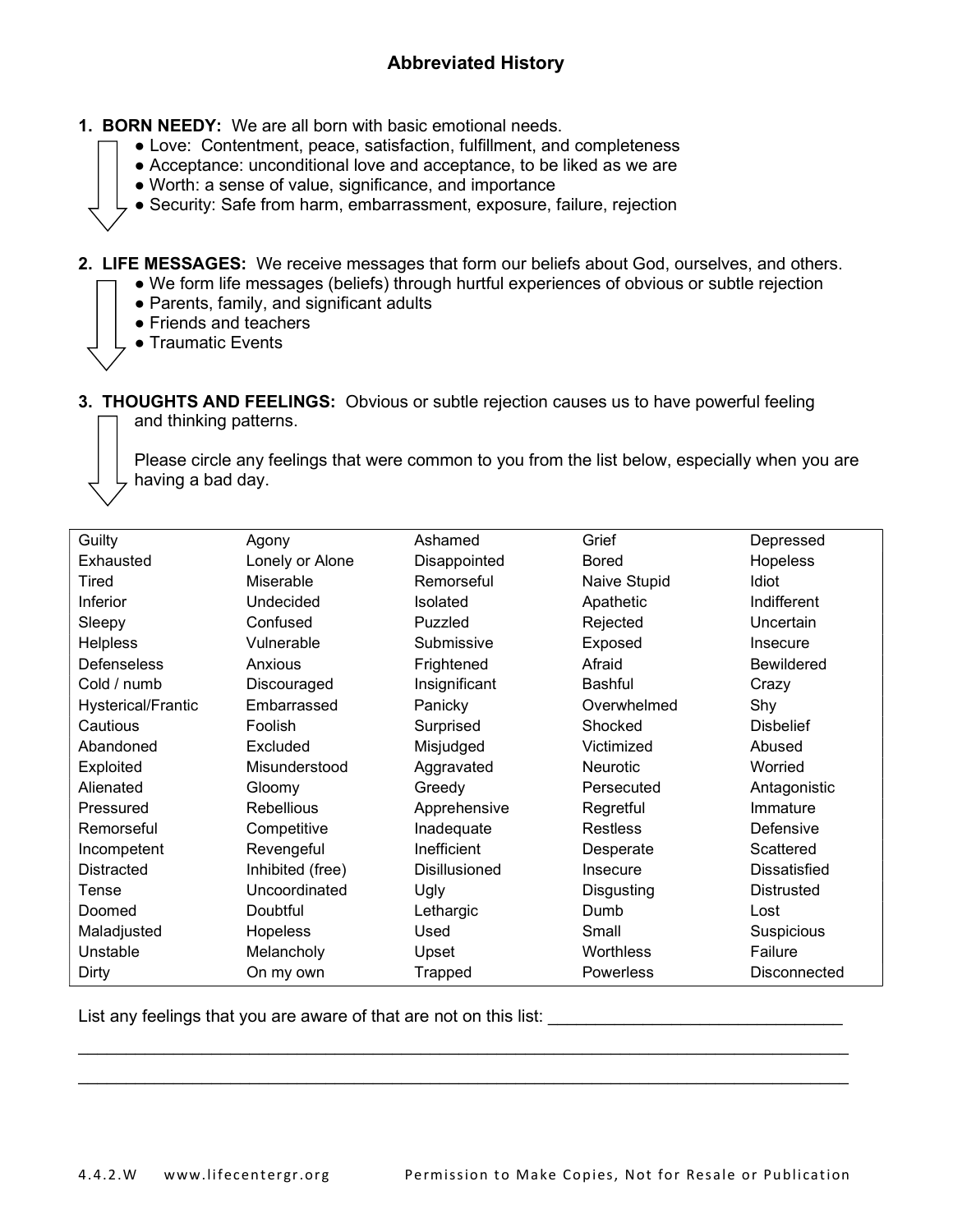# Abbreviated History

1. **BORN NEEDY:** We are all born with basic emotional needs.
   - Love: Contentment, peace, satisfaction, fulfillment, and completeness
   - Acceptance: unconditional love and acceptance, to be liked as we are
   - Worth: a sense of value, significance, and importance
   - Security: Safe from harm, embarrassment, exposure, failure, rejection

2. **LIFE MESSAGES:** We receive messages that form our beliefs about God, ourselves, and others.
   - We form life messages (beliefs) through hurtful experiences of obvious or subtle rejection
   - Parents, family, and significant adults
   - Friends and teachers
   - Traumatic Events

3. **THOUGHTS AND FEELINGS:** Obvious or subtle rejection causes us to have powerful feeling and thinking patterns.

   Please circle any feelings that were common to you from the list below, especially when you are having a bad day.

| | | | | |
|---|---|---|---|---|
| Guilty | Agony | Ashamed | Grief | Depressed |
| Exhausted | Lonely or Alone | Disappointed | Bored | Hopeless |
| Tired | Miserable | Remorseful | Naive Stupid | Idiot |
| Inferior | Undecided | Isolated | Apathetic | Indifferent |
| Sleepy | Confused | Puzzled | Rejected | Uncertain |
| Helpless | Vulnerable | Submissive | Exposed | Insecure |
| Defenseless | Anxious | Frightened | Afraid | Bewildered |
| Cold / numb | Discouraged | Insignificant | Bashful | Crazy |
| Hysterical/Frantic | Embarrassed | Panicky | Overwhelmed | Shy |
| Cautious | Foolish | Surprised | Shocked | Disbelief |
| Abandoned | Excluded | Misjudged | Victimized | Abused |
| Exploited | Misunderstood | Aggravated | Neurotic | Worried |
| Alienated | Gloomy | Greedy | Persecuted | Antagonistic |
| Pressured | Rebellious | Apprehensive | Regretful | Immature |
| Remorseful | Competitive | Inadequate | Restless | Defensive |
| Incompetent | Revengeful | Inefficient | Desperate | Scattered |
| Distracted | Inhibited (free) | Disillusioned | Insecure | Dissatisfied |
| Tense | Uncoordinated | Ugly | Disgusting | Distrusted |
| Doomed | Doubtful | Lethargic | Dumb | Lost |
| Maladjusted | Hopeless | Used | Small | Suspicious |
| Unstable | Melancholy | Upset | Worthless | Failure |
| Dirty | On my own | Trapped | Powerless | Disconnected |

List any feelings that you are aware of that are not on this list: ______________________________

_______________________________________________________________________________

_______________________________________________________________________________

4.4.2.W www.lifecentergr.org Permission to Make Copies, Not for Resale or Publication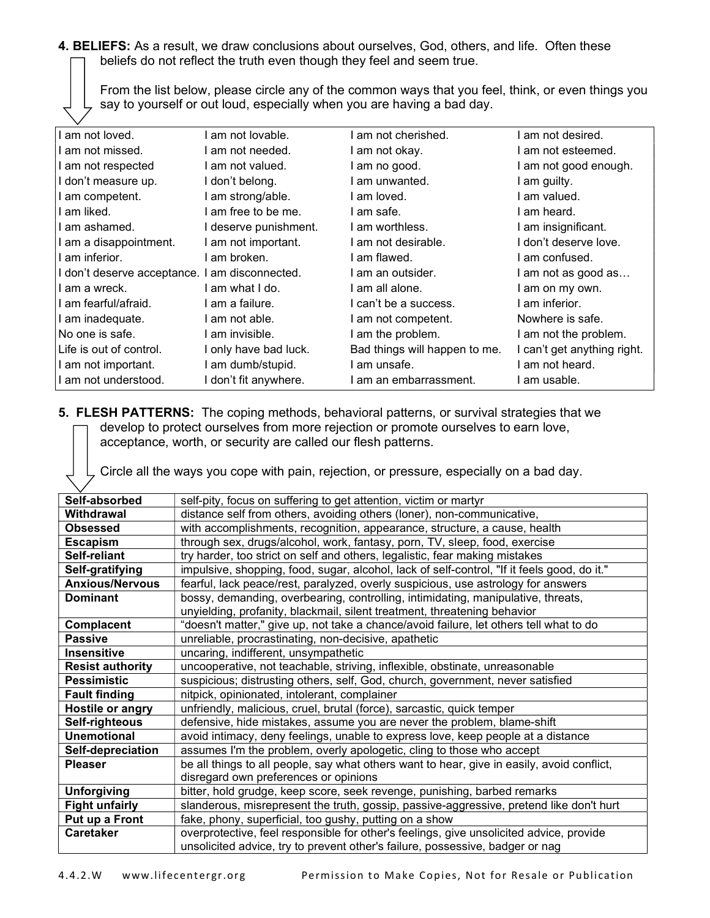**4. BELIEFS:** As a result, we draw conclusions about ourselves, God, others, and life. Often these beliefs do not reflect the truth even though they feel and seem true.

From the list below, please circle any of the common ways that you feel, think, or even things you say to yourself or out loud, especially when you are having a bad day.

| | | | |
|---|---|---|---|
| I am not loved. | I am not lovable. | I am not cherished. | I am not desired. |
| I am not missed. | I am not needed. | I am not okay. | I am not esteemed. |
| I am not respected | I am not valued. | I am no good. | I am not good enough. |
| I don't measure up. | I don't belong. | I am unwanted. | I am guilty. |
| I am competent. | I am strong/able. | I am loved. | I am valued. |
| I am liked. | I am free to be me. | I am safe. | I am heard. |
| I am ashamed. | I deserve punishment. | I am worthless. | I am insignificant. |
| I am a disappointment. | I am not important. | I am not desirable. | I don't deserve love. |
| I am inferior. | I am broken. | I am flawed. | I am confused. |
| I don't deserve acceptance. | I am disconnected. | I am an outsider. | I am not as good as… |
| I am a wreck. | I am what I do. | I am all alone. | I am on my own. |
| I am fearful/afraid. | I am a failure. | I can't be a success. | I am inferior. |
| I am inadequate. | I am not able. | I am not competent. | Nowhere is safe. |
| No one is safe. | I am invisible. | I am the problem. | I am not the problem. |
| Life is out of control. | I only have bad luck. | Bad things will happen to me. | I can't get anything right. |
| I am not important. | I am dumb/stupid. | I am unsafe. | I am not heard. |
| I am not understood. | I don't fit anywhere. | I am an embarrassment. | I am usable. |

**5. FLESH PATTERNS:** The coping methods, behavioral patterns, or survival strategies that we develop to protect ourselves from more rejection or promote ourselves to earn love, acceptance, worth, or security are called our flesh patterns.

Circle all the ways you cope with pain, rejection, or pressure, especially on a bad day.

| | |
|---|---|
| **Self-absorbed** | self-pity, focus on suffering to get attention, victim or martyr |
| **Withdrawal** | distance self from others, avoiding others (loner), non-communicative, |
| **Obsessed** | with accomplishments, recognition, appearance, structure, a cause, health |
| **Escapism** | through sex, drugs/alcohol, work, fantasy, porn, TV, sleep, food, exercise |
| **Self-reliant** | try harder, too strict on self and others, legalistic, fear making mistakes |
| **Self-gratifying** | impulsive, shopping, food, sugar, alcohol, lack of self-control, "If it feels good, do it." |
| **Anxious/Nervous** | fearful, lack peace/rest, paralyzed, overly suspicious, use astrology for answers |
| **Dominant** | bossy, demanding, overbearing, controlling, intimidating, manipulative, threats, unyielding, profanity, blackmail, silent treatment, threatening behavior |
| **Complacent** | "doesn't matter," give up, not take a chance/avoid failure, let others tell what to do |
| **Passive** | unreliable, procrastinating, non-decisive, apathetic |
| **Insensitive** | uncaring, indifferent, unsympathetic |
| **Resist authority** | uncooperative, not teachable, striving, inflexible, obstinate, unreasonable |
| **Pessimistic** | suspicious; distrusting others, self, God, church, government, never satisfied |
| **Fault finding** | nitpick, opinionated, intolerant, complainer |
| **Hostile or angry** | unfriendly, malicious, cruel, brutal (force), sarcastic, quick temper |
| **Self-righteous** | defensive, hide mistakes, assume you are never the problem, blame-shift |
| **Unemotional** | avoid intimacy, deny feelings, unable to express love, keep people at a distance |
| **Self-depreciation** | assumes I'm the problem, overly apologetic, cling to those who accept |
| **Pleaser** | be all things to all people, say what others want to hear, give in easily, avoid conflict, disregard own preferences or opinions |
| **Unforgiving** | bitter, hold grudge, keep score, seek revenge, punishing, barbed remarks |
| **Fight unfairly** | slanderous, misrepresent the truth, gossip, passive-aggressive, pretend like don't hurt |
| **Put up a Front** | fake, phony, superficial, too gushy, putting on a show |
| **Caretaker** | overprotective, feel responsible for other's feelings, give unsolicited advice, provide unsolicited advice, try to prevent other's failure, possessive, badger or nag |

4.4.2.W www.lifecentergr.org Permission to Make Copies, Not for Resale or Publication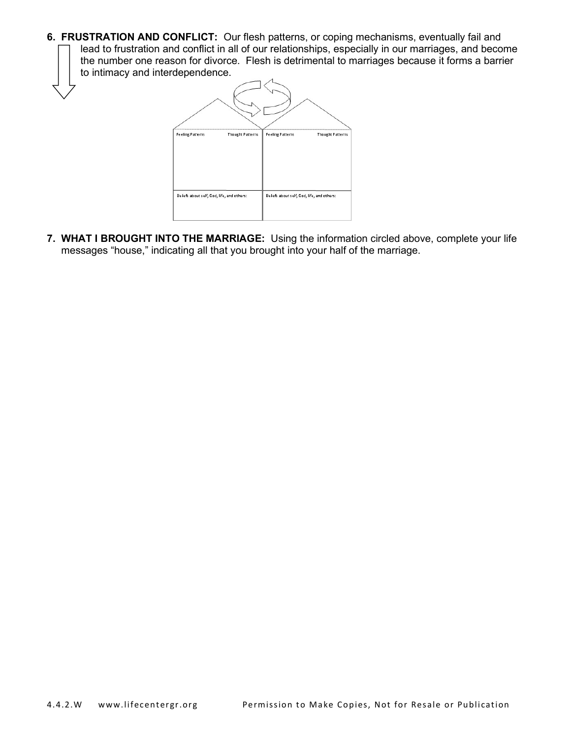6. **FRUSTRATION AND CONFLICT:** Our flesh patterns, or coping mechanisms, eventually fail and lead to frustration and conflict in all of our relationships, especially in our marriages, and become the number one reason for divorce. Flesh is detrimental to marriages because it forms a barrier to intimacy and interdependence.

Feeling Patterns

Thought Patterns

Beliefs about self, God, life, and others:

Feeling Patterns

Thought Patterns

Beliefs about self, God, life, and others:

7. **WHAT I BROUGHT INTO THE MARRIAGE:** Using the information circled above, complete your life messages "house," indicating all that you brought into your half of the marriage.